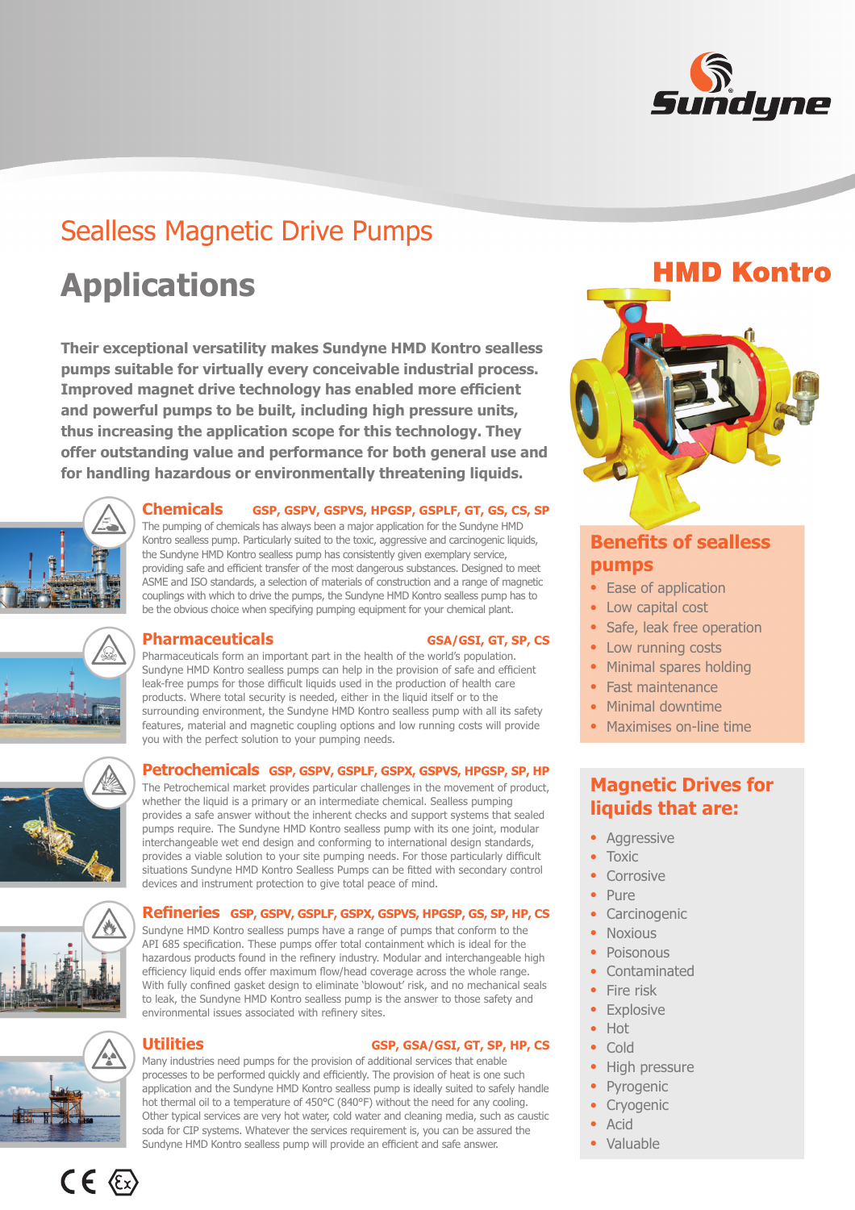# Sealless Magnetic Drive Pumps

## Applications

**Their exceptional versatility makes Sundyne HMD Kontro sealless pumps suitable for virtually every conceivable industrial process. Improved magnet drive technology has enabled more efficient and powerful pumps to be built, including high pressure units, thus increasing the application scope for this technology. They offer outstanding value and performance for both general use and for handling hazardous or environmentally threatening liquids.**

### Chemicals — GSP, GSPV, GSPVS, HPGSP, GSPLF, GT, GS, CS, SP

The pumping of chemicals has always been a major application for the Sundyne HMD Kontro sealless pump. Particularly suited to the toxic, aggressive and carcinogenic liquids, the Sundyne HMD Kontro sealless pump has consistently given exemplary service, providing safe and efficient transfer of the most dangerous substances. Designed to meet ASME and ISO standards, a selection of materials of construction and a range of magnetic couplings with which to drive the pumps, the Sundyne HMD Kontro sealless pump has to be the obvious choice when specifying pumping equipment for your chemical plant.

### Pharmaceuticals — GSA/GSI, GT, SP, CS

Pharmaceuticals form an important part in the health of the world's population. Sundyne HMD Kontro sealless pumps can help in the provision of safe and efficient leak-free pumps for those difficult liquids used in the production of health care products. Where total security is needed, either in the liquid itself or to the surrounding environment, the Sundyne HMD Kontro sealless pump with all its safety features, material and magnetic coupling options and low running costs will provide you with the perfect solution to your pumping needs.

### Petrochemicals — GSP, GSPV, GSPLF, GSPX, GSPVS, HPGSP, SP, HP

The Petrochemical market provides particular challenges in the movement of product, whether the liquid is a primary or an intermediate chemical. Sealless pumping provides a safe answer without the inherent checks and support systems that sealed pumps require. The Sundyne HMD Kontro sealless pump with its one joint, modular interchangeable wet end design and conforming to international design standards, provides a viable solution to your site pumping needs. For those particularly difficult situations Sundyne HMD Kontro Sealless Pumps can be fitted with secondary control devices and instrument protection to give total peace of mind.

### Refineries — GSP, GSPV, GSPLF, GSPX, GSPVS, HPGSP, GS, SP, HP, CS

Sundyne HMD Kontro sealless pumps have a range of pumps that conform to the API 685 specification. These pumps offer total containment which is ideal for the hazardous products found in the refinery industry. Modular and interchangeable high efficiency liquid ends offer maximum flow/head coverage across the whole range. With fully confined gasket design to eliminate 'blowout' risk, and no mechanical seals to leak, the Sundyne HMD Kontro sealless pump is the answer to those safety and environmental issues associated with refinery sites.

### Utilities — GSP, GSA/GSI, GT, SP, HP, CS

Many industries need pumps for the provision of additional services that enable processes to be performed quickly and efficiently. The provision of heat is one such application and the Sundyne HMD Kontro sealless pump is ideally suited to safely handle hot thermal oil to a temperature of 450°C (840°F) without the need for any cooling. Other typical services are very hot water, cold water and cleaning media, such as caustic soda for CIP systems. Whatever the services requirement is, you can be assured the Sundyne HMD Kontro sealless pump will provide an efficient and safe answer.

## HMD Kontro

### Benefits of sealless pumps

- Ease of application
- Low capital cost
- Safe, leak free operation
- Low running costs
- Minimal spares holding
- Fast maintenance
- Minimal downtime
- Maximises on-line time

### Magnetic Drives for liquids that are:

- Aggressive
- Toxic
- Corrosive
- Pure
- Carcinogenic
- Noxious
- Poisonous
- Contaminated
- Fire risk
- Explosive
- Hot
- Cold
- High pressure
- Pyrogenic
- Cryogenic
- Acid
- Valuable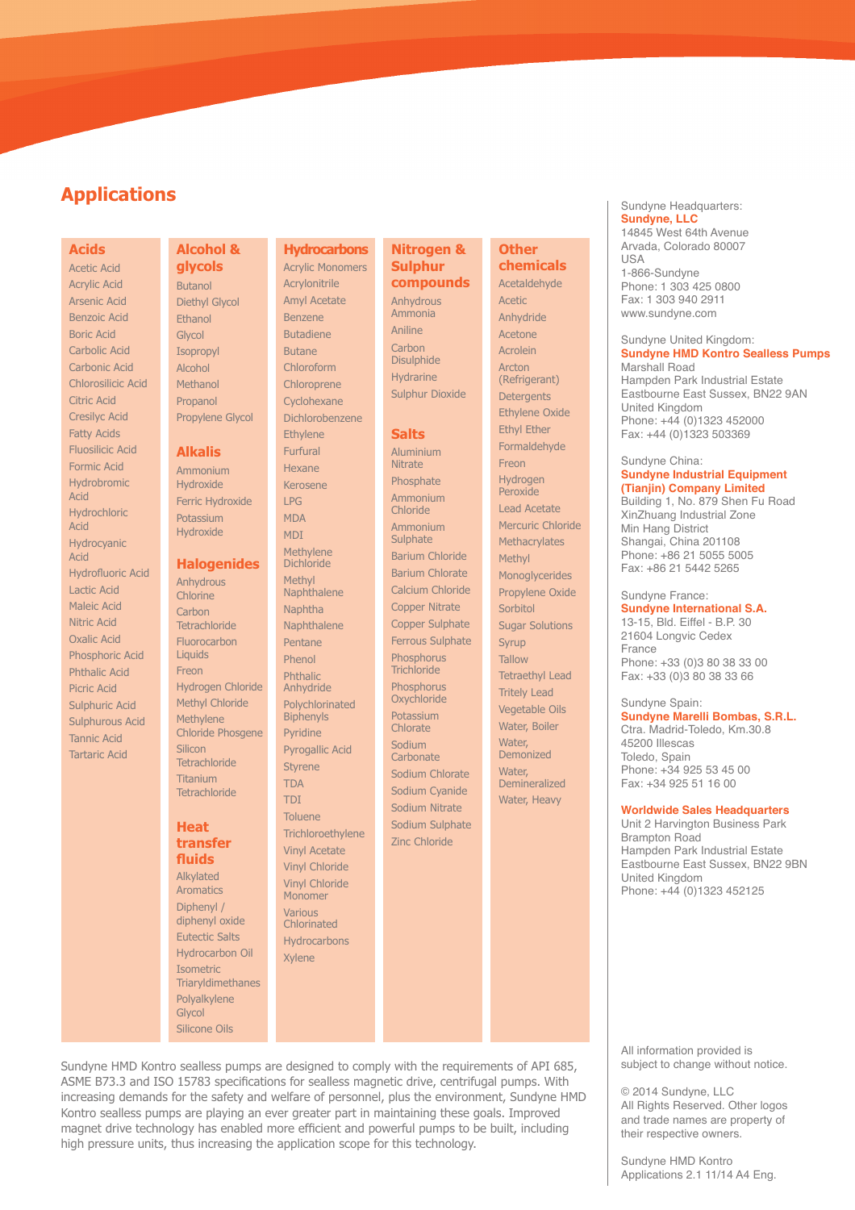# Applications

## Acids

- Acetic Acid
- Acrylic Acid
- Arsenic Acid
- Benzoic Acid
- Boric Acid
- Carbolic Acid
- Carbonic Acid
- Chlorosilicic Acid
- Citric Acid
- Cresilyc Acid
- Fatty Acids
- Fluosilicic Acid
- Formic Acid
- Hydrobromic Acid
- Hydrochloric Acid
- Hydrocyanic Acid
- Hydrofluoric Acid
- Lactic Acid
- Maleic Acid
- Nitric Acid
- Oxalic Acid
- Phosphoric Acid
- Phthalic Acid
- Picric Acid
- Sulphuric Acid
- Sulphurous Acid
- Tannic Acid
- Tartaric Acid

## Alcohol & glycols

- Butanol
- Diethyl Glycol
- Ethanol
- Glycol
- Isopropyl Alcohol
- Methanol
- Propanol
- Propylene Glycol

## Alkalis

- Ammonium Hydroxide
- Ferric Hydroxide
- Potassium Hydroxide

## Halogenides

- Anhydrous Chlorine
- Carbon Tetrachloride
- Fluorocarbon Liquids
- Freon
- Hydrogen Chloride
- Methyl Chloride
- Methylene Chloride Phosgene
- Silicon Tetrachloride
- Titanium Tetrachloride

## Heat transfer fluids

- Alkylated Aromatics
- Diphenyl / diphenyl oxide
- Eutectic Salts
- Hydrocarbon Oil
- Isometric Triaryldimethanes
- Polyalkylene Glycol
- Silicone Oils

## Hydrocarbons

- Acrylic Monomers
- Acrylonitrile
- Amyl Acetate
- Benzene
- Butadiene
- Butane
- Chloroform
- Chloroprene
- Cyclohexane
- Dichlorobenzene
- Ethylene
- Furfural
- Hexane
- Kerosene
- LPG
- MDA
- MDI
- Methylene Dichloride
- Methyl Naphthalene
- Naphtha
- Naphthalene
- Pentane
- Phenol
- Phthalic Anhydride
- Polychlorinated Biphenyls
- Pyridine
- Pyrogallic Acid
- Styrene
- TDA
- TDI
- Toluene
- Trichloroethylene
- Vinyl Acetate
- Vinyl Chloride
- Vinyl Chloride Monomer
- Various Chlorinated Hydrocarbons
- Xylene

## Nitrogen & Sulphur compounds

- Anhydrous Ammonia
- Aniline
- Carbon Disulphide
- Hydrarine
- Sulphur Dioxide

## Salts

- Aluminium Nitrate
- Phosphate
- Ammonium Chloride
- Ammonium Sulphate
- Barium Chloride
- Barium Chlorate
- Calcium Chloride
- Copper Nitrate
- Copper Sulphate
- Ferrous Sulphate
- Phosphorus Trichloride
- Phosphorus Oxychloride
- Potassium Chlorate
- Sodium Carbonate
- Sodium Chlorate
- Sodium Cyanide
- Sodium Nitrate
- Sodium Sulphate
- Zinc Chloride

## Other chemicals

- Acetaldehyde
- Acetic Anhydride
- Acetone
- Acrolein
- Arcton (Refrigerant)
- Detergents
- Ethylene Oxide
- Ethyl Ether
- Formaldehyde
- Freon
- Hydrogen Peroxide
- Lead Acetate
- Mercuric Chloride
- Methacrylates
- Methyl Monoglycerides
- Propylene Oxide
- Sorbitol
- Sugar Solutions
- Syrup
- Tallow
- Tetraethyl Lead
- Tritely Lead
- Vegetable Oils
- Water, Boiler
- Water, Demonized
- Water, Demineralized
- Water, Heavy

Sundyne HMD Kontro sealless pumps are designed to comply with the requirements of API 685, ASME B73.3 and ISO 15783 specifications for sealless magnetic drive, centrifugal pumps. With increasing demands for the safety and welfare of personnel, plus the environment, Sundyne HMD Kontro sealless pumps are playing an ever greater part in maintaining these goals. Improved magnet drive technology has enabled more efficient and powerful pumps to be built, including high pressure units, thus increasing the application scope for this technology.

Sundyne Headquarters:
**Sundyne, LLC**
14845 West 64th Avenue
Arvada, Colorado 80007
USA
1-866-Sundyne
Phone: 1 303 425 0800
Fax: 1 303 940 2911
www.sundyne.com

Sundyne United Kingdom:
**Sundyne HMD Kontro Sealless Pumps**
Marshall Road
Hampden Park Industrial Estate
Eastbourne East Sussex, BN22 9AN
United Kingdom
Phone: +44 (0)1323 452000
Fax: +44 (0)1323 503369

Sundyne China:
**Sundyne Industrial Equipment (Tianjin) Company Limited**
Building 1, No. 879 Shen Fu Road
XinZhuang Industrial Zone
Min Hang District
Shangai, China 201108
Phone: +86 21 5055 5005
Fax: +86 21 5442 5265

Sundyne France:
**Sundyne International S.A.**
13-15, Bld. Eiffel - B.P. 30
21604 Longvic Cedex
France
Phone: +33 (0)3 80 38 33 00
Fax: +33 (0)3 80 38 33 66

Sundyne Spain:
**Sundyne Marelli Bombas, S.R.L.**
Ctra. Madrid-Toledo, Km.30.8
45200 Illescas
Toledo, Spain
Phone: +34 925 53 45 00
Fax: +34 925 51 16 00

**Worldwide Sales Headquarters**
Unit 2 Harvington Business Park
Brampton Road
Hampden Park Industrial Estate
Eastbourne East Sussex, BN22 9BN
United Kingdom
Phone: +44 (0)1323 452125

All information provided is subject to change without notice.

© 2014 Sundyne, LLC
All Rights Reserved. Other logos and trade names are property of their respective owners.

Sundyne HMD Kontro
Applications 2.1 11/14 A4 Eng.